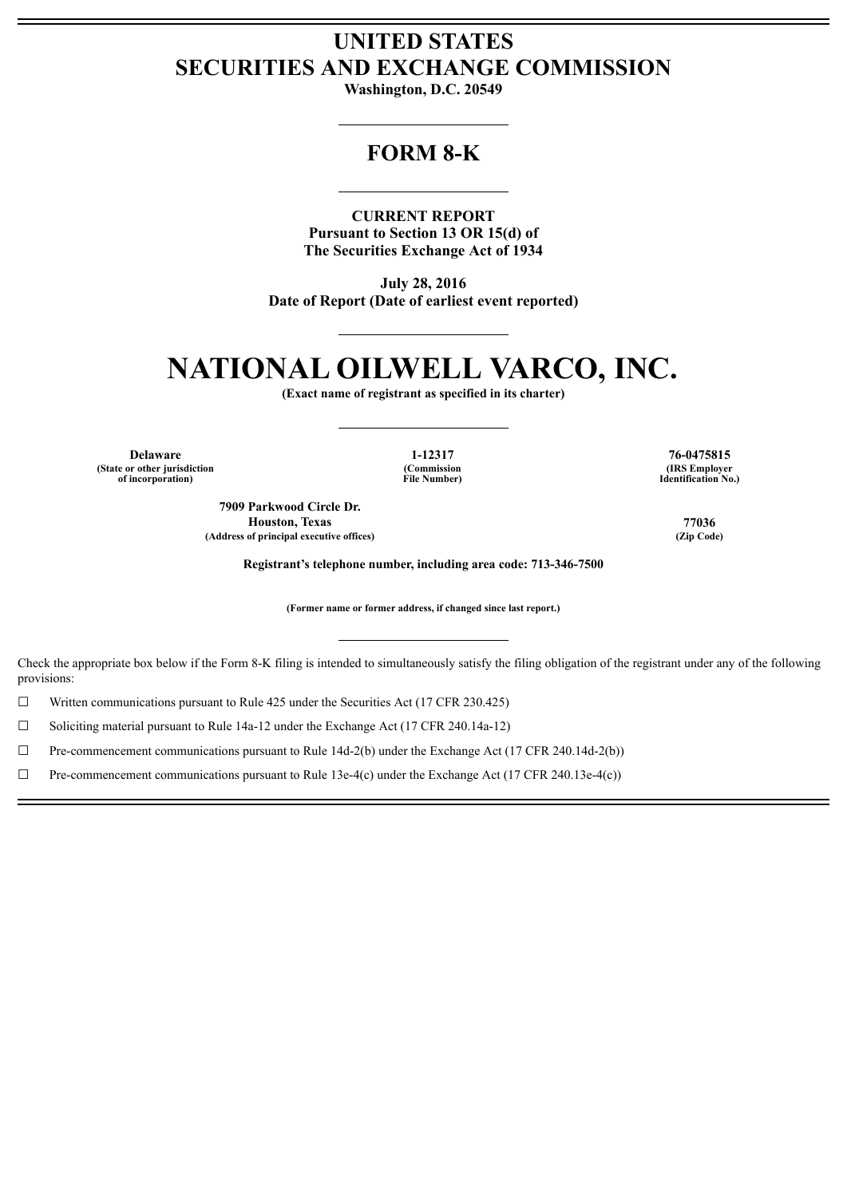# UNITED STATES
# SECURITIES AND EXCHANGE COMMISSION

**Washington, D.C. 20549**

## FORM 8-K

**CURRENT REPORT**
**Pursuant to Section 13 OR 15(d) of**
**The Securities Exchange Act of 1934**

**July 28, 2016**
**Date of Report (Date of earliest event reported)**

# NATIONAL OILWELL VARCO, INC.

**(Exact name of registrant as specified in its charter)**

| **Delaware** | **1-12317** | **76-0475815** |
|---|---|---|
| **(State or other jurisdiction of incorporation)** | **(Commission File Number)** | **(IRS Employer Identification No.)** |

| **7909 Parkwood Circle Dr.**<br>**Houston, Texas** | **77036** |
|---|---|
| **(Address of principal executive offices)** | **(Zip Code)** |

**Registrant's telephone number, including area code: 713-346-7500**

**(Former name or former address, if changed since last report.)**

Check the appropriate box below if the Form 8-K filing is intended to simultaneously satisfy the filing obligation of the registrant under any of the following provisions:

☐ Written communications pursuant to Rule 425 under the Securities Act (17 CFR 230.425)

☐ Soliciting material pursuant to Rule 14a-12 under the Exchange Act (17 CFR 240.14a-12)

☐ Pre-commencement communications pursuant to Rule 14d-2(b) under the Exchange Act (17 CFR 240.14d-2(b))

☐ Pre-commencement communications pursuant to Rule 13e-4(c) under the Exchange Act (17 CFR 240.13e-4(c))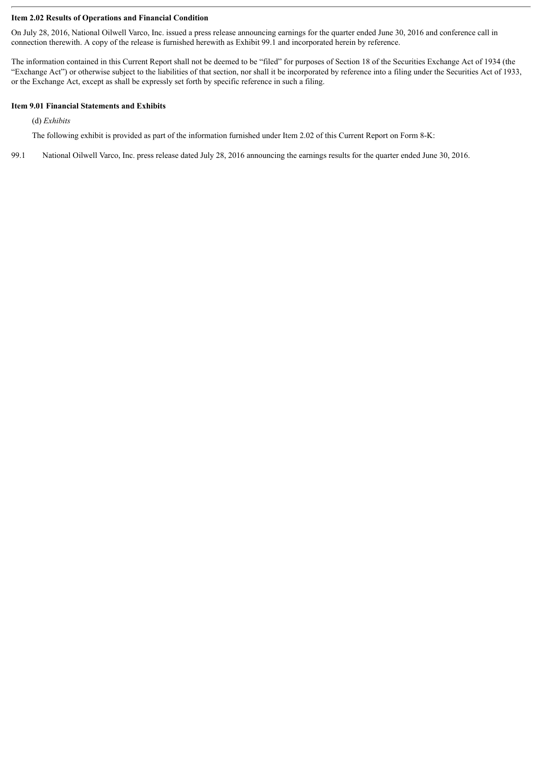**Item 2.02 Results of Operations and Financial Condition**

On July 28, 2016, National Oilwell Varco, Inc. issued a press release announcing earnings for the quarter ended June 30, 2016 and conference call in connection therewith. A copy of the release is furnished herewith as Exhibit 99.1 and incorporated herein by reference.

The information contained in this Current Report shall not be deemed to be "filed" for purposes of Section 18 of the Securities Exchange Act of 1934 (the "Exchange Act") or otherwise subject to the liabilities of that section, nor shall it be incorporated by reference into a filing under the Securities Act of 1933, or the Exchange Act, except as shall be expressly set forth by specific reference in such a filing.

**Item 9.01 Financial Statements and Exhibits**

(d) *Exhibits*

The following exhibit is provided as part of the information furnished under Item 2.02 of this Current Report on Form 8-K:

99.1 National Oilwell Varco, Inc. press release dated July 28, 2016 announcing the earnings results for the quarter ended June 30, 2016.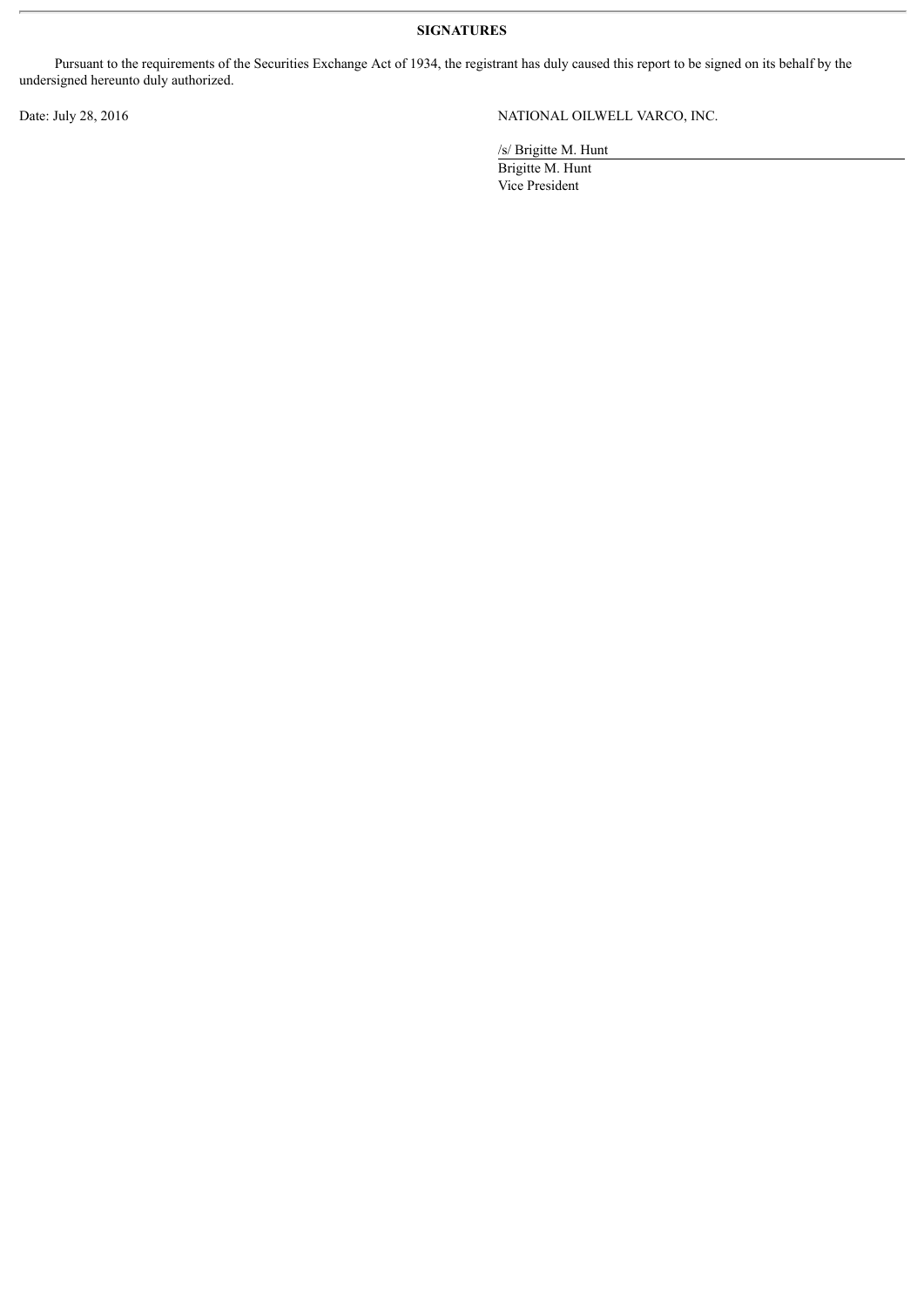**SIGNATURES**

Pursuant to the requirements of the Securities Exchange Act of 1934, the registrant has duly caused this report to be signed on its behalf by the undersigned hereunto duly authorized.

Date: July 28, 2016

NATIONAL OILWELL VARCO, INC.

/s/ Brigitte M. Hunt

Brigitte M. Hunt
Vice President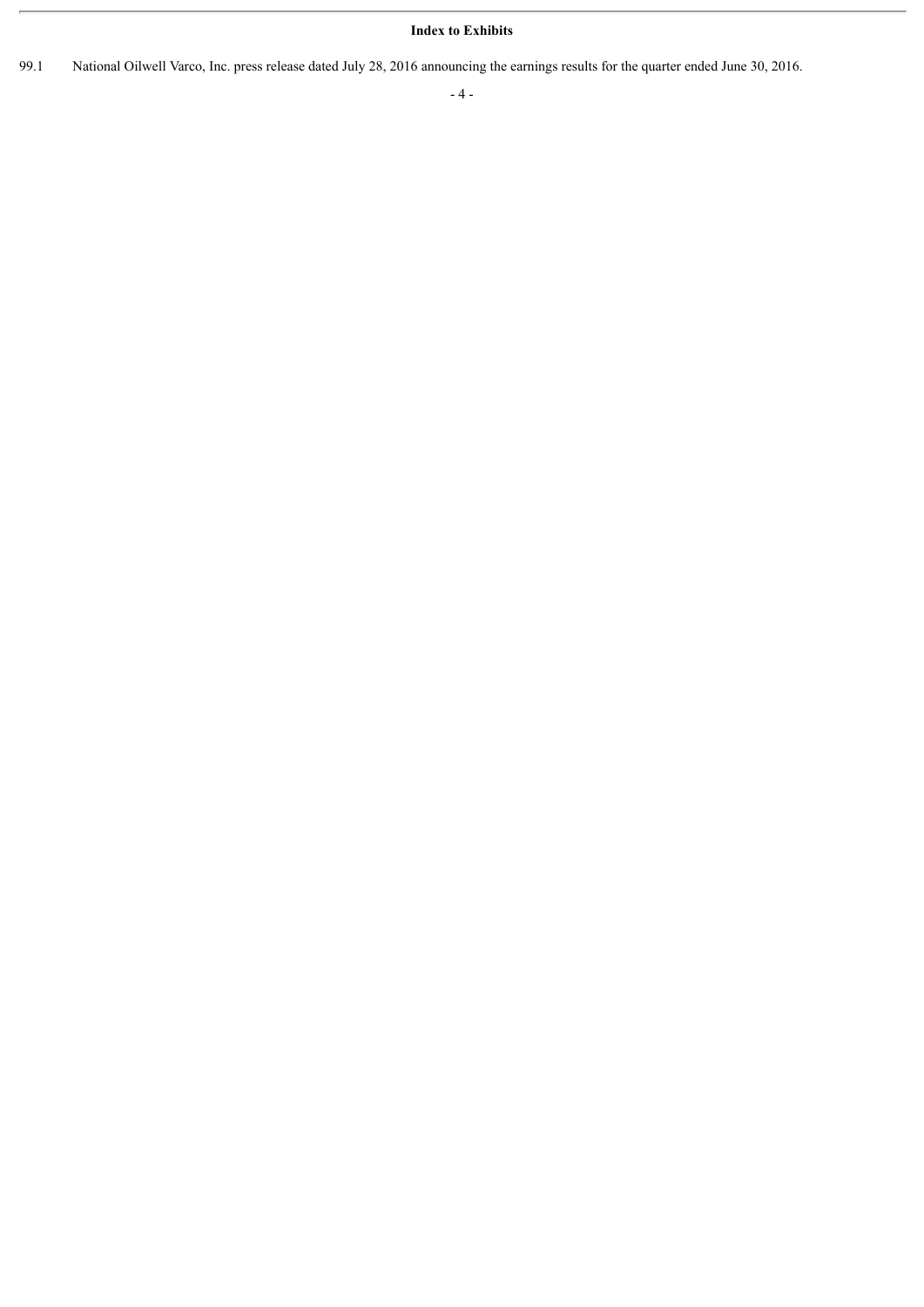**Index to Exhibits**

99.1 National Oilwell Varco, Inc. press release dated July 28, 2016 announcing the earnings results for the quarter ended June 30, 2016.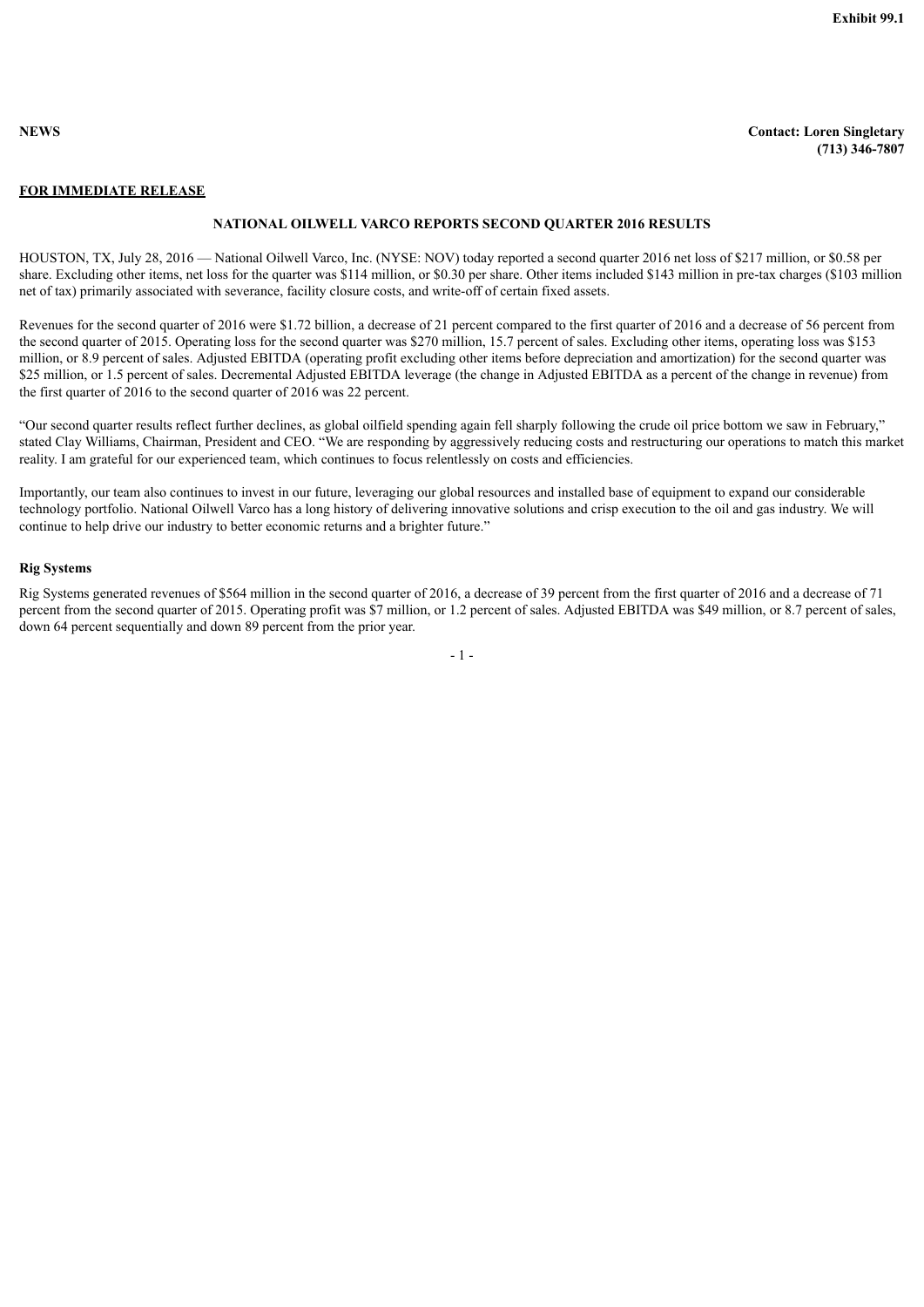Exhibit 99.1

**NEWS**

**Contact: Loren Singletary**
**(713) 346-7807**

**FOR IMMEDIATE RELEASE**

## NATIONAL OILWELL VARCO REPORTS SECOND QUARTER 2016 RESULTS

HOUSTON, TX, July 28, 2016 — National Oilwell Varco, Inc. (NYSE: NOV) today reported a second quarter 2016 net loss of $217 million, or $0.58 per share. Excluding other items, net loss for the quarter was $114 million, or $0.30 per share. Other items included $143 million in pre-tax charges ($103 million net of tax) primarily associated with severance, facility closure costs, and write-off of certain fixed assets.

Revenues for the second quarter of 2016 were $1.72 billion, a decrease of 21 percent compared to the first quarter of 2016 and a decrease of 56 percent from the second quarter of 2015. Operating loss for the second quarter was $270 million, 15.7 percent of sales. Excluding other items, operating loss was $153 million, or 8.9 percent of sales. Adjusted EBITDA (operating profit excluding other items before depreciation and amortization) for the second quarter was $25 million, or 1.5 percent of sales. Decremental Adjusted EBITDA leverage (the change in Adjusted EBITDA as a percent of the change in revenue) from the first quarter of 2016 to the second quarter of 2016 was 22 percent.

"Our second quarter results reflect further declines, as global oilfield spending again fell sharply following the crude oil price bottom we saw in February," stated Clay Williams, Chairman, President and CEO. "We are responding by aggressively reducing costs and restructuring our operations to match this market reality. I am grateful for our experienced team, which continues to focus relentlessly on costs and efficiencies.

Importantly, our team also continues to invest in our future, leveraging our global resources and installed base of equipment to expand our considerable technology portfolio. National Oilwell Varco has a long history of delivering innovative solutions and crisp execution to the oil and gas industry. We will continue to help drive our industry to better economic returns and a brighter future."

### Rig Systems

Rig Systems generated revenues of $564 million in the second quarter of 2016, a decrease of 39 percent from the first quarter of 2016 and a decrease of 71 percent from the second quarter of 2015. Operating profit was $7 million, or 1.2 percent of sales. Adjusted EBITDA was $49 million, or 8.7 percent of sales, down 64 percent sequentially and down 89 percent from the prior year.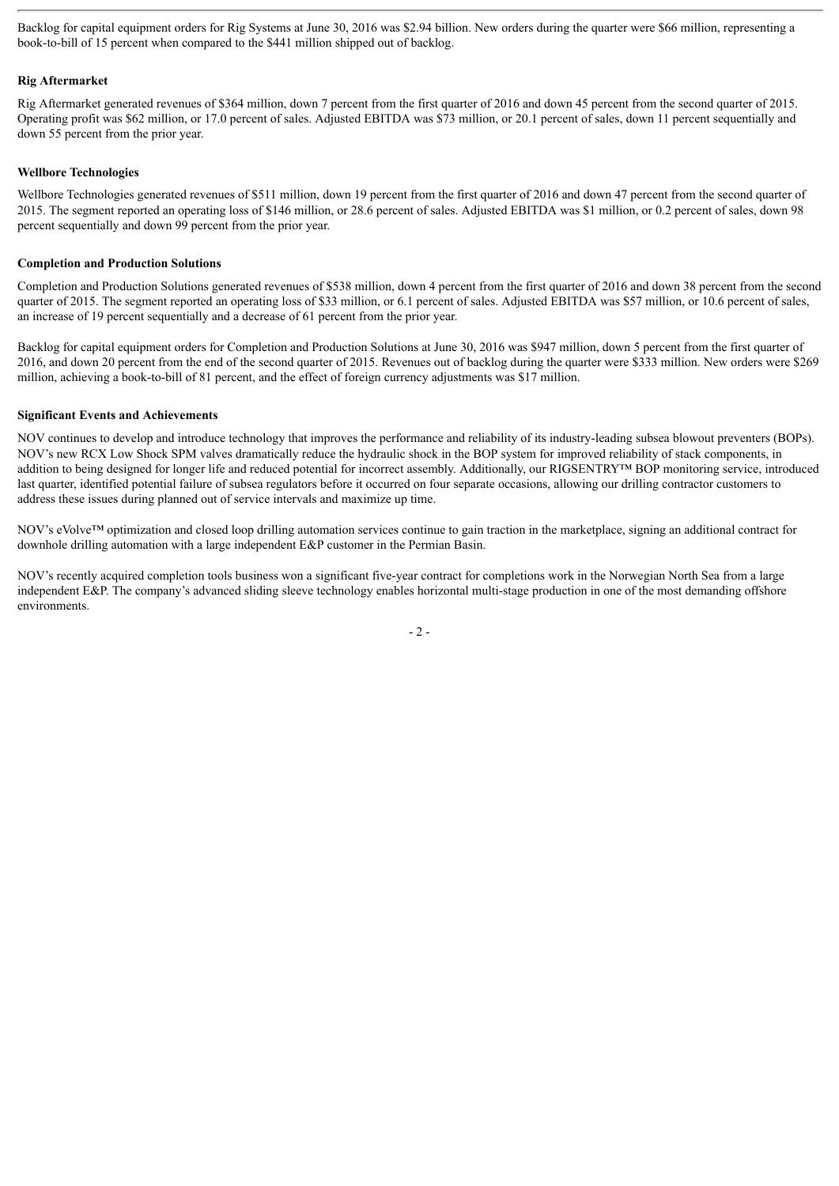Backlog for capital equipment orders for Rig Systems at June 30, 2016 was $2.94 billion. New orders during the quarter were $66 million, representing a book-to-bill of 15 percent when compared to the $441 million shipped out of backlog.

**Rig Aftermarket**

Rig Aftermarket generated revenues of $364 million, down 7 percent from the first quarter of 2016 and down 45 percent from the second quarter of 2015. Operating profit was $62 million, or 17.0 percent of sales. Adjusted EBITDA was $73 million, or 20.1 percent of sales, down 11 percent sequentially and down 55 percent from the prior year.

**Wellbore Technologies**

Wellbore Technologies generated revenues of $511 million, down 19 percent from the first quarter of 2016 and down 47 percent from the second quarter of 2015. The segment reported an operating loss of $146 million, or 28.6 percent of sales. Adjusted EBITDA was $1 million, or 0.2 percent of sales, down 98 percent sequentially and down 99 percent from the prior year.

**Completion and Production Solutions**

Completion and Production Solutions generated revenues of $538 million, down 4 percent from the first quarter of 2016 and down 38 percent from the second quarter of 2015. The segment reported an operating loss of $33 million, or 6.1 percent of sales. Adjusted EBITDA was $57 million, or 10.6 percent of sales, an increase of 19 percent sequentially and a decrease of 61 percent from the prior year.

Backlog for capital equipment orders for Completion and Production Solutions at June 30, 2016 was $947 million, down 5 percent from the first quarter of 2016, and down 20 percent from the end of the second quarter of 2015. Revenues out of backlog during the quarter were $333 million. New orders were $269 million, achieving a book-to-bill of 81 percent, and the effect of foreign currency adjustments was $17 million.

**Significant Events and Achievements**

NOV continues to develop and introduce technology that improves the performance and reliability of its industry-leading subsea blowout preventers (BOPs). NOV's new RCX Low Shock SPM valves dramatically reduce the hydraulic shock in the BOP system for improved reliability of stack components, in addition to being designed for longer life and reduced potential for incorrect assembly. Additionally, our RIGSENTRY™ BOP monitoring service, introduced last quarter, identified potential failure of subsea regulators before it occurred on four separate occasions, allowing our drilling contractor customers to address these issues during planned out of service intervals and maximize up time.

NOV's eVolve™ optimization and closed loop drilling automation services continue to gain traction in the marketplace, signing an additional contract for downhole drilling automation with a large independent E&P customer in the Permian Basin.

NOV's recently acquired completion tools business won a significant five-year contract for completions work in the Norwegian North Sea from a large independent E&P. The company's advanced sliding sleeve technology enables horizontal multi-stage production in one of the most demanding offshore environments.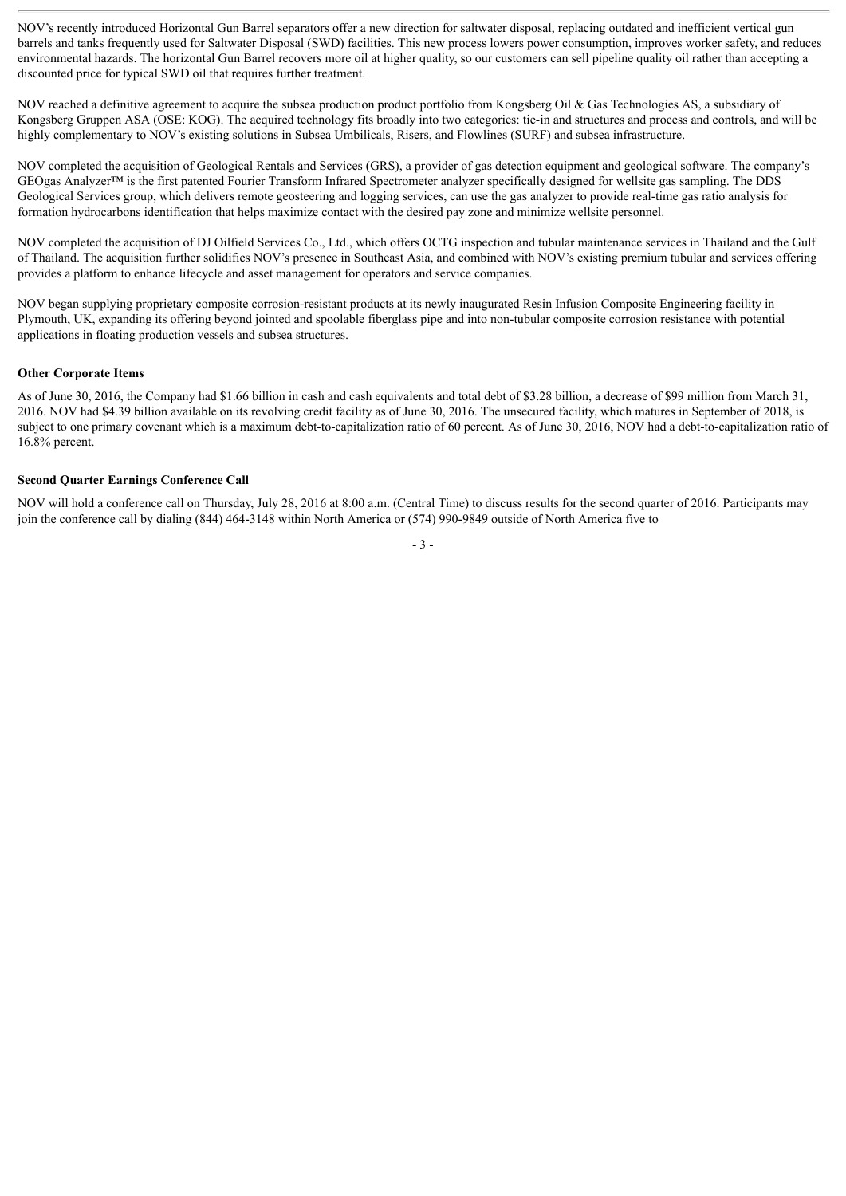NOV's recently introduced Horizontal Gun Barrel separators offer a new direction for saltwater disposal, replacing outdated and inefficient vertical gun barrels and tanks frequently used for Saltwater Disposal (SWD) facilities. This new process lowers power consumption, improves worker safety, and reduces environmental hazards. The horizontal Gun Barrel recovers more oil at higher quality, so our customers can sell pipeline quality oil rather than accepting a discounted price for typical SWD oil that requires further treatment.

NOV reached a definitive agreement to acquire the subsea production product portfolio from Kongsberg Oil & Gas Technologies AS, a subsidiary of Kongsberg Gruppen ASA (OSE: KOG). The acquired technology fits broadly into two categories: tie-in and structures and process and controls, and will be highly complementary to NOV's existing solutions in Subsea Umbilicals, Risers, and Flowlines (SURF) and subsea infrastructure.

NOV completed the acquisition of Geological Rentals and Services (GRS), a provider of gas detection equipment and geological software. The company's GEOgas Analyzer™ is the first patented Fourier Transform Infrared Spectrometer analyzer specifically designed for wellsite gas sampling. The DDS Geological Services group, which delivers remote geosteering and logging services, can use the gas analyzer to provide real-time gas ratio analysis for formation hydrocarbons identification that helps maximize contact with the desired pay zone and minimize wellsite personnel.

NOV completed the acquisition of DJ Oilfield Services Co., Ltd., which offers OCTG inspection and tubular maintenance services in Thailand and the Gulf of Thailand. The acquisition further solidifies NOV's presence in Southeast Asia, and combined with NOV's existing premium tubular and services offering provides a platform to enhance lifecycle and asset management for operators and service companies.

NOV began supplying proprietary composite corrosion-resistant products at its newly inaugurated Resin Infusion Composite Engineering facility in Plymouth, UK, expanding its offering beyond jointed and spoolable fiberglass pipe and into non-tubular composite corrosion resistance with potential applications in floating production vessels and subsea structures.

**Other Corporate Items**

As of June 30, 2016, the Company had $1.66 billion in cash and cash equivalents and total debt of $3.28 billion, a decrease of $99 million from March 31, 2016. NOV had $4.39 billion available on its revolving credit facility as of June 30, 2016. The unsecured facility, which matures in September of 2018, is subject to one primary covenant which is a maximum debt-to-capitalization ratio of 60 percent. As of June 30, 2016, NOV had a debt-to-capitalization ratio of 16.8% percent.

**Second Quarter Earnings Conference Call**

NOV will hold a conference call on Thursday, July 28, 2016 at 8:00 a.m. (Central Time) to discuss results for the second quarter of 2016. Participants may join the conference call by dialing (844) 464-3148 within North America or (574) 990-9849 outside of North America five to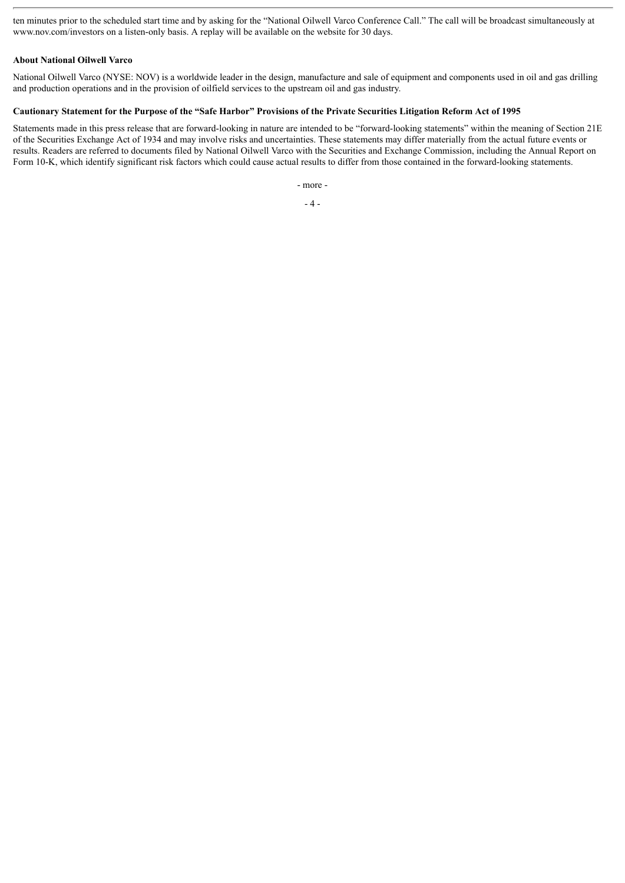ten minutes prior to the scheduled start time and by asking for the "National Oilwell Varco Conference Call." The call will be broadcast simultaneously at www.nov.com/investors on a listen-only basis. A replay will be available on the website for 30 days.

**About National Oilwell Varco**

National Oilwell Varco (NYSE: NOV) is a worldwide leader in the design, manufacture and sale of equipment and components used in oil and gas drilling and production operations and in the provision of oilfield services to the upstream oil and gas industry.

**Cautionary Statement for the Purpose of the "Safe Harbor" Provisions of the Private Securities Litigation Reform Act of 1995**

Statements made in this press release that are forward-looking in nature are intended to be "forward-looking statements" within the meaning of Section 21E of the Securities Exchange Act of 1934 and may involve risks and uncertainties. These statements may differ materially from the actual future events or results. Readers are referred to documents filed by National Oilwell Varco with the Securities and Exchange Commission, including the Annual Report on Form 10-K, which identify significant risk factors which could cause actual results to differ from those contained in the forward-looking statements.

- more -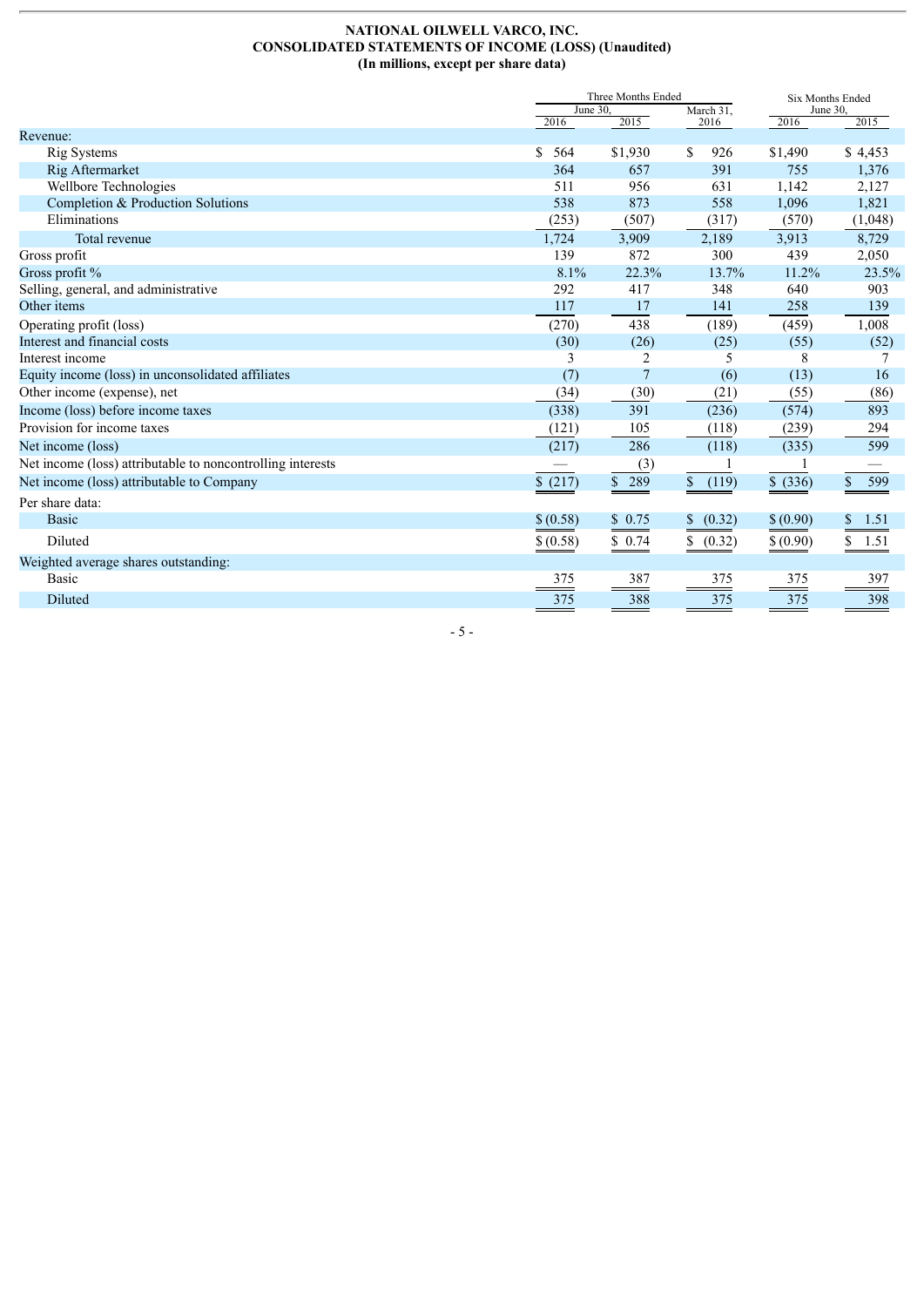**NATIONAL OILWELL VARCO, INC.**
**CONSOLIDATED STATEMENTS OF INCOME (LOSS) (Unaudited)**
**(In millions, except per share data)**

| | Three Months Ended June 30, | | Three Months Ended March 31, | Six Months Ended June 30, | |
|---|---|---|---|---|---|
| | 2016 | 2015 | 2016 | 2016 | 2015 |
| Revenue: | | | | | |
| Rig Systems | $ 564 | $1,930 | $ 926 | $1,490 | $ 4,453 |
| Rig Aftermarket | 364 | 657 | 391 | 755 | 1,376 |
| Wellbore Technologies | 511 | 956 | 631 | 1,142 | 2,127 |
| Completion & Production Solutions | 538 | 873 | 558 | 1,096 | 1,821 |
| Eliminations | (253) | (507) | (317) | (570) | (1,048) |
| Total revenue | 1,724 | 3,909 | 2,189 | 3,913 | 8,729 |
| Gross profit | 139 | 872 | 300 | 439 | 2,050 |
| Gross profit % | 8.1% | 22.3% | 13.7% | 11.2% | 23.5% |
| Selling, general, and administrative | 292 | 417 | 348 | 640 | 903 |
| Other items | 117 | 17 | 141 | 258 | 139 |
| Operating profit (loss) | (270) | 438 | (189) | (459) | 1,008 |
| Interest and financial costs | (30) | (26) | (25) | (55) | (52) |
| Interest income | 3 | 2 | 5 | 8 | 7 |
| Equity income (loss) in unconsolidated affiliates | (7) | 7 | (6) | (13) | 16 |
| Other income (expense), net | (34) | (30) | (21) | (55) | (86) |
| Income (loss) before income taxes | (338) | 391 | (236) | (574) | 893 |
| Provision for income taxes | (121) | 105 | (118) | (239) | 294 |
| Net income (loss) | (217) | 286 | (118) | (335) | 599 |
| Net income (loss) attributable to noncontrolling interests | — | (3) | 1 | 1 | — |
| Net income (loss) attributable to Company | $ (217) | $ 289 | $ (119) | $ (336) | $ 599 |
| Per share data: | | | | | |
| Basic | $ (0.58) | $ 0.75 | $ (0.32) | $ (0.90) | $ 1.51 |
| Diluted | $ (0.58) | $ 0.74 | $ (0.32) | $ (0.90) | $ 1.51 |
| Weighted average shares outstanding: | | | | | |
| Basic | 375 | 387 | 375 | 375 | 397 |
| Diluted | 375 | 388 | 375 | 375 | 398 |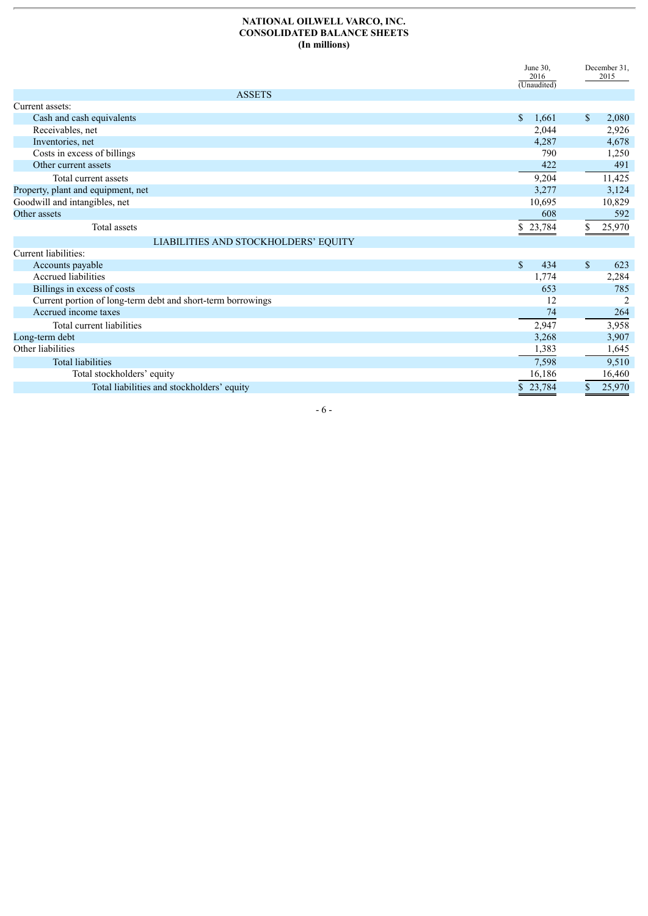# NATIONAL OILWELL VARCO, INC.
## CONSOLIDATED BALANCE SHEETS
### (In millions)

| | June 30, 2016 (Unaudited) | December 31, 2015 |
|---|---|---|
| **ASSETS** | | |
| Current assets: | | |
| Cash and cash equivalents | $ 1,661 | $ 2,080 |
| Receivables, net | 2,044 | 2,926 |
| Inventories, net | 4,287 | 4,678 |
| Costs in excess of billings | 790 | 1,250 |
| Other current assets | 422 | 491 |
| Total current assets | 9,204 | 11,425 |
| Property, plant and equipment, net | 3,277 | 3,124 |
| Goodwill and intangibles, net | 10,695 | 10,829 |
| Other assets | 608 | 592 |
| Total assets | $ 23,784 | $ 25,970 |
| **LIABILITIES AND STOCKHOLDERS' EQUITY** | | |
| Current liabilities: | | |
| Accounts payable | $ 434 | $ 623 |
| Accrued liabilities | 1,774 | 2,284 |
| Billings in excess of costs | 653 | 785 |
| Current portion of long-term debt and short-term borrowings | 12 | 2 |
| Accrued income taxes | 74 | 264 |
| Total current liabilities | 2,947 | 3,958 |
| Long-term debt | 3,268 | 3,907 |
| Other liabilities | 1,383 | 1,645 |
| Total liabilities | 7,598 | 9,510 |
| Total stockholders' equity | 16,186 | 16,460 |
| Total liabilities and stockholders' equity | $ 23,784 | $ 25,970 |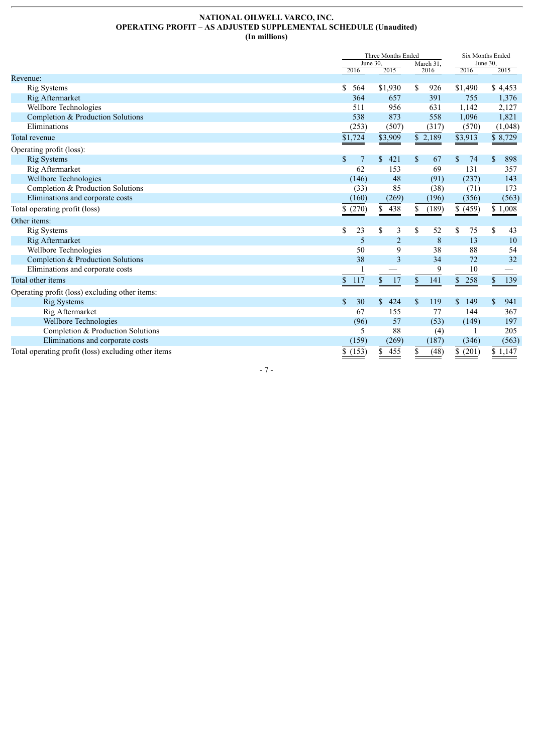**NATIONAL OILWELL VARCO, INC.**
**OPERATING PROFIT – AS ADJUSTED SUPPLEMENTAL SCHEDULE (Unaudited)**
**(In millions)**

| | Three Months Ended June 30, | | Three Months Ended March 31, | Six Months Ended June 30, | |
|---|---|---|---|---|---|
| | 2016 | 2015 | 2016 | 2016 | 2015 |
| Revenue: | | | | | |
| Rig Systems | $ 564 | $1,930 | $ 926 | $1,490 | $ 4,453 |
| Rig Aftermarket | 364 | 657 | 391 | 755 | 1,376 |
| Wellbore Technologies | 511 | 956 | 631 | 1,142 | 2,127 |
| Completion & Production Solutions | 538 | 873 | 558 | 1,096 | 1,821 |
| Eliminations | (253) | (507) | (317) | (570) | (1,048) |
| Total revenue | $1,724 | $3,909 | $ 2,189 | $3,913 | $ 8,729 |
| Operating profit (loss): | | | | | |
| Rig Systems | $ 7 | $ 421 | $ 67 | $ 74 | $ 898 |
| Rig Aftermarket | 62 | 153 | 69 | 131 | 357 |
| Wellbore Technologies | (146) | 48 | (91) | (237) | 143 |
| Completion & Production Solutions | (33) | 85 | (38) | (71) | 173 |
| Eliminations and corporate costs | (160) | (269) | (196) | (356) | (563) |
| Total operating profit (loss) | $ (270) | $ 438 | $ (189) | $ (459) | $ 1,008 |
| Other items: | | | | | |
| Rig Systems | $ 23 | $ 3 | $ 52 | $ 75 | $ 43 |
| Rig Aftermarket | 5 | 2 | 8 | 13 | 10 |
| Wellbore Technologies | 50 | 9 | 38 | 88 | 54 |
| Completion & Production Solutions | 38 | 3 | 34 | 72 | 32 |
| Eliminations and corporate costs | 1 | — | 9 | 10 | — |
| Total other items | $ 117 | $ 17 | $ 141 | $ 258 | $ 139 |
| Operating profit (loss) excluding other items: | | | | | |
| Rig Systems | $ 30 | $ 424 | $ 119 | $ 149 | $ 941 |
| Rig Aftermarket | 67 | 155 | 77 | 144 | 367 |
| Wellbore Technologies | (96) | 57 | (53) | (149) | 197 |
| Completion & Production Solutions | 5 | 88 | (4) | 1 | 205 |
| Eliminations and corporate costs | (159) | (269) | (187) | (346) | (563) |
| Total operating profit (loss) excluding other items | $ (153) | $ 455 | $ (48) | $ (201) | $ 1,147 |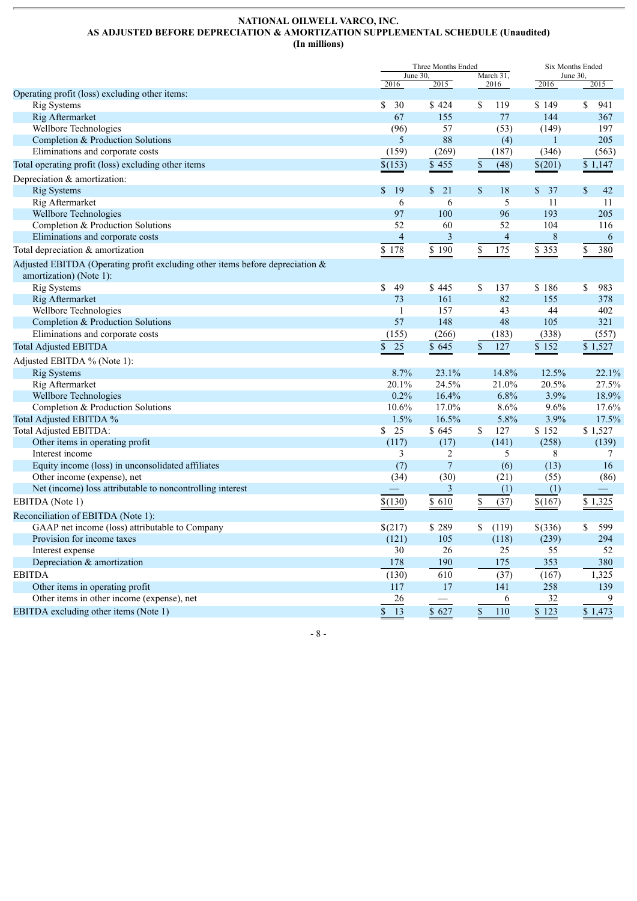**NATIONAL OILWELL VARCO, INC.**
**AS ADJUSTED BEFORE DEPRECIATION & AMORTIZATION SUPPLEMENTAL SCHEDULE (Unaudited)**
**(In millions)**

| | Three Months Ended June 30, 2016 | Three Months Ended June 30, 2015 | Three Months Ended March 31, 2016 | Six Months Ended June 30, 2016 | Six Months Ended June 30, 2015 |
|---|---|---|---|---|---|
| Operating profit (loss) excluding other items: | | | | | |
| Rig Systems | $ 30 | $ 424 | $ 119 | $ 149 | $ 941 |
| Rig Aftermarket | 67 | 155 | 77 | 144 | 367 |
| Wellbore Technologies | (96) | 57 | (53) | (149) | 197 |
| Completion & Production Solutions | 5 | 88 | (4) | 1 | 205 |
| Eliminations and corporate costs | (159) | (269) | (187) | (346) | (563) |
| Total operating profit (loss) excluding other items | $(153) | $ 455 | $ (48) | $(201) | $ 1,147 |
| Depreciation & amortization: | | | | | |
| Rig Systems | $ 19 | $ 21 | $ 18 | $ 37 | $ 42 |
| Rig Aftermarket | 6 | 6 | 5 | 11 | 11 |
| Wellbore Technologies | 97 | 100 | 96 | 193 | 205 |
| Completion & Production Solutions | 52 | 60 | 52 | 104 | 116 |
| Eliminations and corporate costs | 4 | 3 | 4 | 8 | 6 |
| Total depreciation & amortization | $ 178 | $ 190 | $ 175 | $ 353 | $ 380 |
| Adjusted EBITDA (Operating profit excluding other items before depreciation & amortization) (Note 1): | | | | | |
| Rig Systems | $ 49 | $ 445 | $ 137 | $ 186 | $ 983 |
| Rig Aftermarket | 73 | 161 | 82 | 155 | 378 |
| Wellbore Technologies | 1 | 157 | 43 | 44 | 402 |
| Completion & Production Solutions | 57 | 148 | 48 | 105 | 321 |
| Eliminations and corporate costs | (155) | (266) | (183) | (338) | (557) |
| Total Adjusted EBITDA | $ 25 | $ 645 | $ 127 | $ 152 | $ 1,527 |
| Adjusted EBITDA % (Note 1): | | | | | |
| Rig Systems | 8.7% | 23.1% | 14.8% | 12.5% | 22.1% |
| Rig Aftermarket | 20.1% | 24.5% | 21.0% | 20.5% | 27.5% |
| Wellbore Technologies | 0.2% | 16.4% | 6.8% | 3.9% | 18.9% |
| Completion & Production Solutions | 10.6% | 17.0% | 8.6% | 9.6% | 17.6% |
| Total Adjusted EBITDA % | 1.5% | 16.5% | 5.8% | 3.9% | 17.5% |
| Total Adjusted EBITDA: | $ 25 | $ 645 | $ 127 | $ 152 | $ 1,527 |
| Other items in operating profit | (117) | (17) | (141) | (258) | (139) |
| Interest income | 3 | 2 | 5 | 8 | 7 |
| Equity income (loss) in unconsolidated affiliates | (7) | 7 | (6) | (13) | 16 |
| Other income (expense), net | (34) | (30) | (21) | (55) | (86) |
| Net (income) loss attributable to noncontrolling interest | — | 3 | (1) | (1) | — |
| EBITDA (Note 1) | $(130) | $ 610 | $ (37) | $(167) | $ 1,325 |
| Reconciliation of EBITDA (Note 1): | | | | | |
| GAAP net income (loss) attributable to Company | $(217) | $ 289 | $ (119) | $(336) | $ 599 |
| Provision for income taxes | (121) | 105 | (118) | (239) | 294 |
| Interest expense | 30 | 26 | 25 | 55 | 52 |
| Depreciation & amortization | 178 | 190 | 175 | 353 | 380 |
| EBITDA | (130) | 610 | (37) | (167) | 1,325 |
| Other items in operating profit | 117 | 17 | 141 | 258 | 139 |
| Other items in other income (expense), net | 26 | — | 6 | 32 | 9 |
| EBITDA excluding other items (Note 1) | $ 13 | $ 627 | $ 110 | $ 123 | $ 1,473 |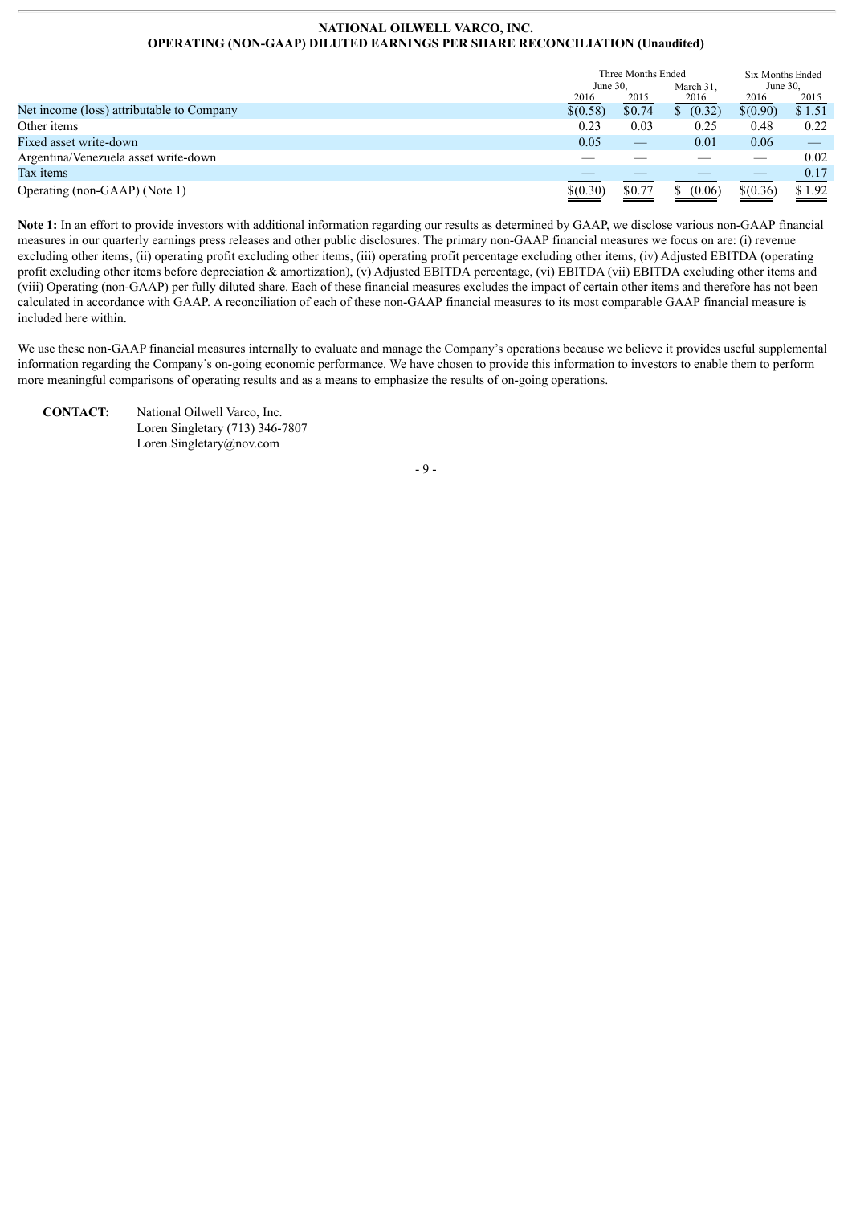**NATIONAL OILWELL VARCO, INC.**
**OPERATING (NON-GAAP) DILUTED EARNINGS PER SHARE RECONCILIATION (Unaudited)**

| | Three Months Ended | | | Six Months Ended | |
|---|---|---|---|---|---|
| | June 30, | | March 31, | June 30, | |
| | 2016 | 2015 | 2016 | 2016 | 2015 |
| Net income (loss) attributable to Company | $(0.58) | $0.74 | $ (0.32) | $(0.90) | $ 1.51 |
| Other items | 0.23 | 0.03 | 0.25 | 0.48 | 0.22 |
| Fixed asset write-down | 0.05 | — | 0.01 | 0.06 | — |
| Argentina/Venezuela asset write-down | — | — | — | — | 0.02 |
| Tax items | — | — | — | — | 0.17 |
| Operating (non-GAAP) (Note 1) | $(0.30) | $0.77 | $ (0.06) | $(0.36) | $ 1.92 |

**Note 1:** In an effort to provide investors with additional information regarding our results as determined by GAAP, we disclose various non-GAAP financial measures in our quarterly earnings press releases and other public disclosures. The primary non-GAAP financial measures we focus on are: (i) revenue excluding other items, (ii) operating profit excluding other items, (iii) operating profit percentage excluding other items, (iv) Adjusted EBITDA (operating profit excluding other items before depreciation & amortization), (v) Adjusted EBITDA percentage, (vi) EBITDA (vii) EBITDA excluding other items and (viii) Operating (non-GAAP) per fully diluted share. Each of these financial measures excludes the impact of certain other items and therefore has not been calculated in accordance with GAAP. A reconciliation of each of these non-GAAP financial measures to its most comparable GAAP financial measure is included here within.

We use these non-GAAP financial measures internally to evaluate and manage the Company's operations because we believe it provides useful supplemental information regarding the Company's on-going economic performance. We have chosen to provide this information to investors to enable them to perform more meaningful comparisons of operating results and as a means to emphasize the results of on-going operations.

**CONTACT:** National Oilwell Varco, Inc.
Loren Singletary (713) 346-7807
Loren.Singletary@nov.com